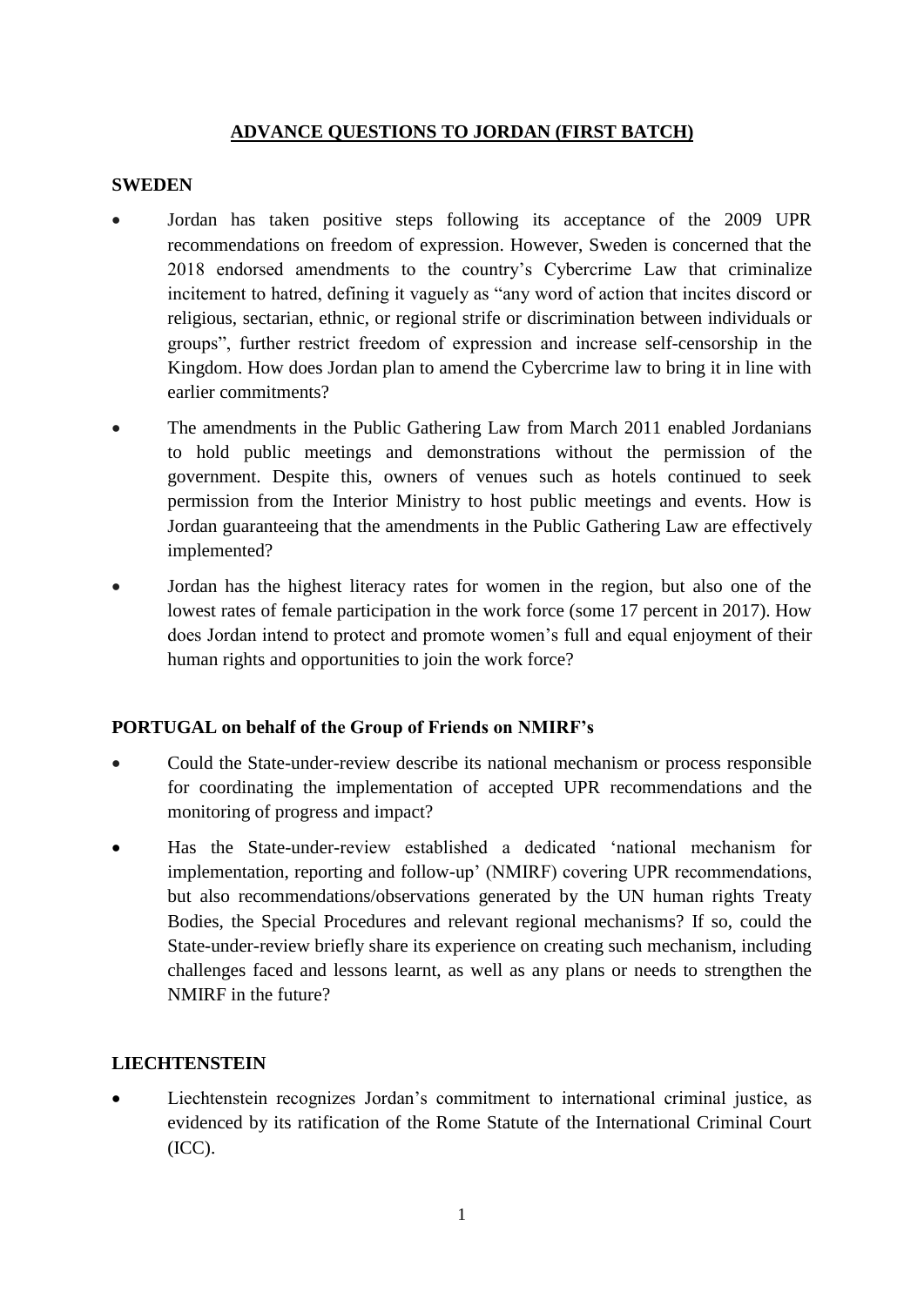# **ADVANCE QUESTIONS TO JORDAN (FIRST BATCH)**

## SWEDEN

- Jordan has taken positive steps following its acceptance of the 2009 UPR recommendations on freedom of expression. However, Sweden is concerned that the 2018 endorsed amendments to the country's Cybercrime Law that criminalize incitement to hatred, defining it vaguely as "any word of action that incites discord or religious, sectarian, ethnic, or regional strife or discrimination between individuals or groups", further restrict freedom of expression and increase self-censorship in the Kingdom. How does Jordan plan to amend the Cybercrime law to bring it in line with earlier commitments?
- The amendments in the Public Gathering Law from March 2011 enabled Jordanians to hold public meetings and demonstrations without the permission of the government. Despite this, owners of venues such as hotels continued to seek permission from the Interior Ministry to host public meetings and events. How is Jordan guaranteeing that the amendments in the Public Gathering Law are effectively implemented?
- Jordan has the highest literacy rates for women in the region, but also one of the lowest rates of female participation in the work force (some 17 percent in 2017). How does Jordan intend to protect and promote women's full and equal enjoyment of their human rights and opportunities to join the work force?

## PORTUGAL on behalf of the Group of Friends on NMIRF's

- Could the State-under-review describe its national mechanism or process responsible for coordinating the implementation of accepted UPR recommendations and the monitoring of progress and impact?
- Has the State-under-review established a dedicated 'national mechanism for implementation, reporting and follow-up' (NMIRF) covering UPR recommendations, but also recommendations/observations generated by the UN human rights Treaty Bodies, the Special Procedures and relevant regional mechanisms? If so, could the State-under-review briefly share its experience on creating such mechanism, including challenges faced and lessons learnt, as well as any plans or needs to strengthen the NMIRF in the future?

## LIECHTENSTEIN

- Liechtenstein recognizes Jordan's commitment to international criminal justice, as evidenced by its ratification of the Rome Statute of the International Criminal Court (ICC).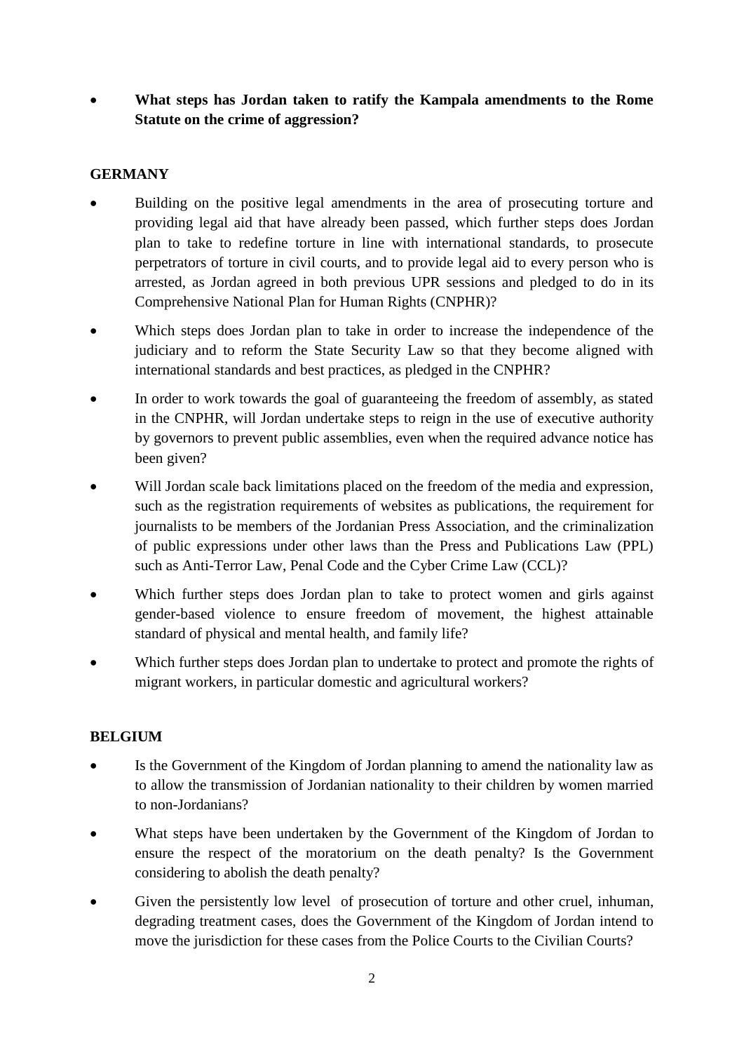- **What steps has Jordan taken to ratify the Kampala amendments to the Rome Statute on the crime of aggression?**

**GERMANY**

- Building on the positive legal amendments in the area of prosecuting torture and providing legal aid that have already been passed, which further steps does Jordan plan to take to redefine torture in line with international standards, to prosecute perpetrators of torture in civil courts, and to provide legal aid to every person who is arrested, as Jordan agreed in both previous UPR sessions and pledged to do in its Comprehensive National Plan for Human Rights (CNPHR)?
- Which steps does Jordan plan to take in order to increase the independence of the judiciary and to reform the State Security Law so that they become aligned with international standards and best practices, as pledged in the CNPHR?
- In order to work towards the goal of guaranteeing the freedom of assembly, as stated in the CNPHR, will Jordan undertake steps to reign in the use of executive authority by governors to prevent public assemblies, even when the required advance notice has been given?
- Will Jordan scale back limitations placed on the freedom of the media and expression, such as the registration requirements of websites as publications, the requirement for journalists to be members of the Jordanian Press Association, and the criminalization of public expressions under other laws than the Press and Publications Law (PPL) such as Anti-Terror Law, Penal Code and the Cyber Crime Law (CCL)?
- Which further steps does Jordan plan to take to protect women and girls against gender-based violence to ensure freedom of movement, the highest attainable standard of physical and mental health, and family life?
- Which further steps does Jordan plan to undertake to protect and promote the rights of migrant workers, in particular domestic and agricultural workers?

**BELGIUM**

- Is the Government of the Kingdom of Jordan planning to amend the nationality law as to allow the transmission of Jordanian nationality to their children by women married to non-Jordanians?
- What steps have been undertaken by the Government of the Kingdom of Jordan to ensure the respect of the moratorium on the death penalty? Is the Government considering to abolish the death penalty?
- Given the persistently low level of prosecution of torture and other cruel, inhuman, degrading treatment cases, does the Government of the Kingdom of Jordan intend to move the jurisdiction for these cases from the Police Courts to the Civilian Courts?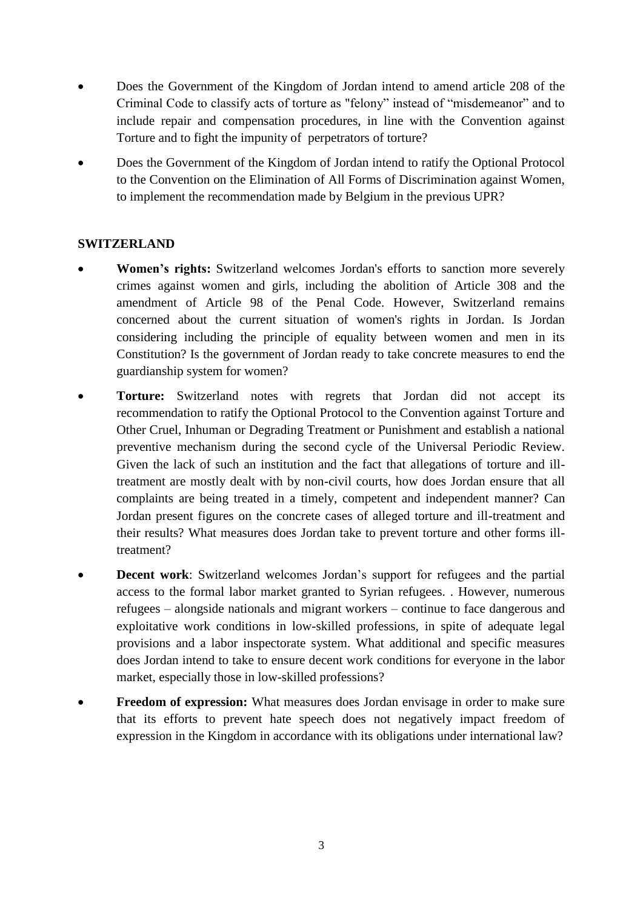- Does the Government of the Kingdom of Jordan intend to amend article 208 of the Criminal Code to classify acts of torture as "felony" instead of "misdemeanor" and to include repair and compensation procedures, in line with the Convention against Torture and to fight the impunity of perpetrators of torture?
- Does the Government of the Kingdom of Jordan intend to ratify the Optional Protocol to the Convention on the Elimination of All Forms of Discrimination against Women, to implement the recommendation made by Belgium in the previous UPR?

**SWITZERLAND**

- **Women's rights:** Switzerland welcomes Jordan's efforts to sanction more severely crimes against women and girls, including the abolition of Article 308 and the amendment of Article 98 of the Penal Code. However, Switzerland remains concerned about the current situation of women's rights in Jordan. Is Jordan considering including the principle of equality between women and men in its Constitution? Is the government of Jordan ready to take concrete measures to end the guardianship system for women?
- **Torture:** Switzerland notes with regrets that Jordan did not accept its recommendation to ratify the Optional Protocol to the Convention against Torture and Other Cruel, Inhuman or Degrading Treatment or Punishment and establish a national preventive mechanism during the second cycle of the Universal Periodic Review. Given the lack of such an institution and the fact that allegations of torture and ill-treatment are mostly dealt with by non-civil courts, how does Jordan ensure that all complaints are being treated in a timely, competent and independent manner? Can Jordan present figures on the concrete cases of alleged torture and ill-treatment and their results? What measures does Jordan take to prevent torture and other forms ill-treatment?
- **Decent work**: Switzerland welcomes Jordan's support for refugees and the partial access to the formal labor market granted to Syrian refugees. . However, numerous refugees – alongside nationals and migrant workers – continue to face dangerous and exploitative work conditions in low-skilled professions, in spite of adequate legal provisions and a labor inspectorate system. What additional and specific measures does Jordan intend to take to ensure decent work conditions for everyone in the labor market, especially those in low-skilled professions?
- **Freedom of expression:** What measures does Jordan envisage in order to make sure that its efforts to prevent hate speech does not negatively impact freedom of expression in the Kingdom in accordance with its obligations under international law?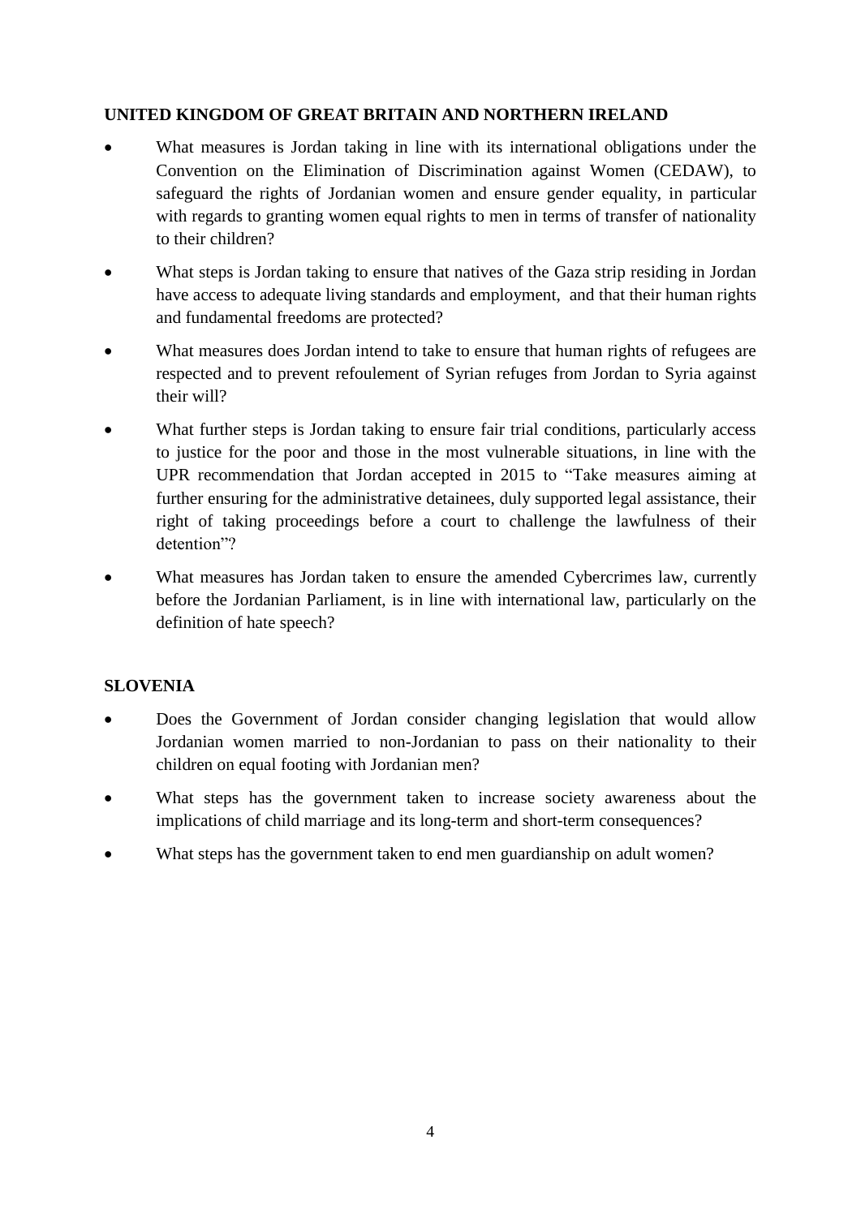**UNITED KINGDOM OF GREAT BRITAIN AND NORTHERN IRELAND**

- What measures is Jordan taking in line with its international obligations under the Convention on the Elimination of Discrimination against Women (CEDAW), to safeguard the rights of Jordanian women and ensure gender equality, in particular with regards to granting women equal rights to men in terms of transfer of nationality to their children?
- What steps is Jordan taking to ensure that natives of the Gaza strip residing in Jordan have access to adequate living standards and employment, and that their human rights and fundamental freedoms are protected?
- What measures does Jordan intend to take to ensure that human rights of refugees are respected and to prevent refoulement of Syrian refuges from Jordan to Syria against their will?
- What further steps is Jordan taking to ensure fair trial conditions, particularly access to justice for the poor and those in the most vulnerable situations, in line with the UPR recommendation that Jordan accepted in 2015 to "Take measures aiming at further ensuring for the administrative detainees, duly supported legal assistance, their right of taking proceedings before a court to challenge the lawfulness of their detention"?
- What measures has Jordan taken to ensure the amended Cybercrimes law, currently before the Jordanian Parliament, is in line with international law, particularly on the definition of hate speech?

**SLOVENIA**

- Does the Government of Jordan consider changing legislation that would allow Jordanian women married to non-Jordanian to pass on their nationality to their children on equal footing with Jordanian men?
- What steps has the government taken to increase society awareness about the implications of child marriage and its long-term and short-term consequences?
- What steps has the government taken to end men guardianship on adult women?